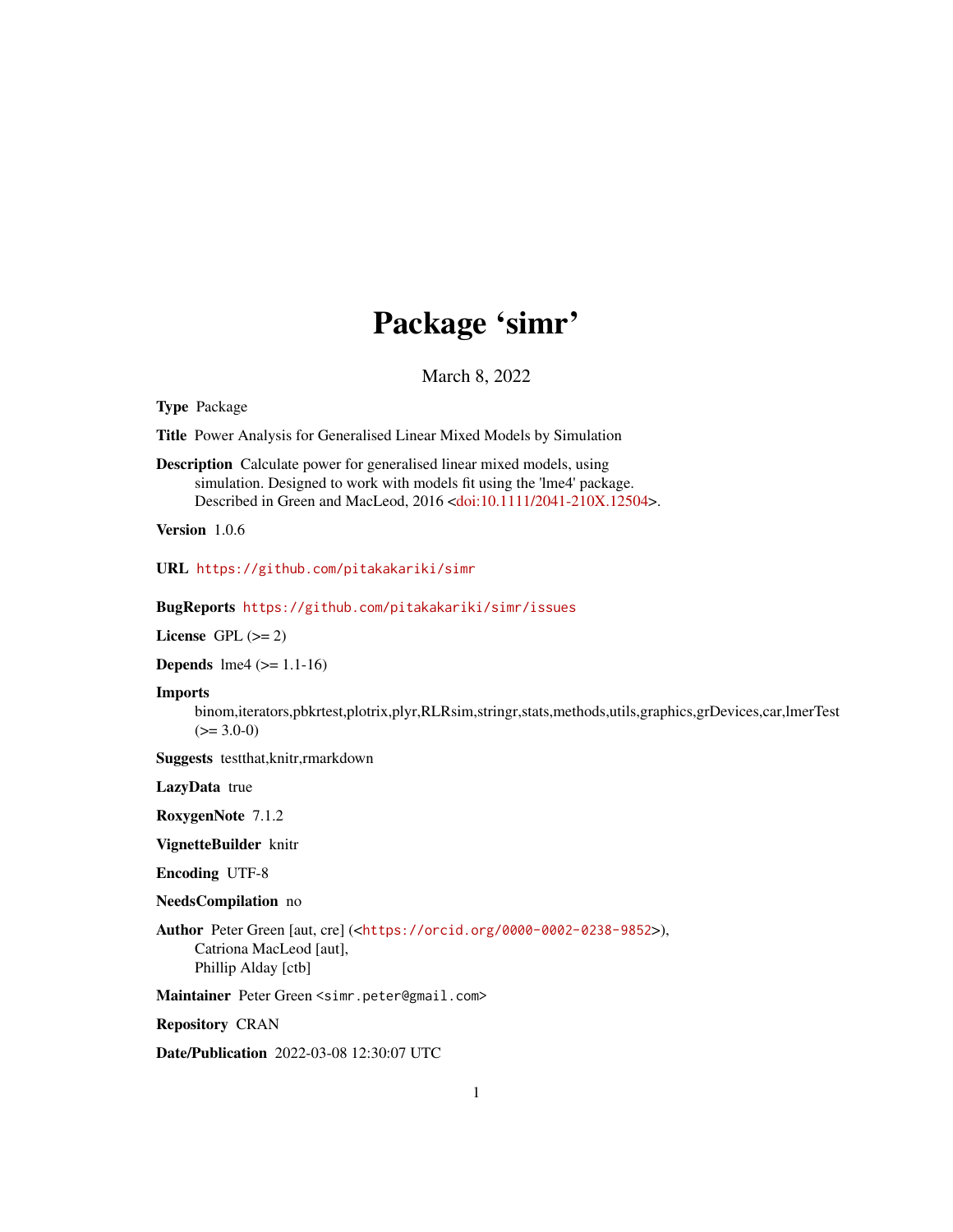# Package 'simr'

March 8, 2022

**Type** Package

**Title** Power Analysis for Generalised Linear Mixed Models by Simulation

**Description** Calculate power for generalised linear mixed models, using simulation. Designed to work with models fit using the 'lme4' package. Described in Green and MacLeod, 2016 <doi:10.1111/2041-210X.12504>.

**Version** 1.0.6

**URL** https://github.com/pitakakariki/simr

**BugReports** https://github.com/pitakakariki/simr/issues

**License** GPL (>= 2)

**Depends** lme4 (>= 1.1-16)

**Imports** binom,iterators,pbkrtest,plotrix,plyr,RLRsim,stringr,stats,methods,utils,graphics,grDevices,car,lmerTest (>= 3.0-0)

**Suggests** testthat,knitr,rmarkdown

**LazyData** true

**RoxygenNote** 7.1.2

**VignetteBuilder** knitr

**Encoding** UTF-8

**NeedsCompilation** no

**Author** Peter Green [aut, cre] (<https://orcid.org/0000-0002-0238-9852>), Catriona MacLeod [aut], Phillip Alday [ctb]

**Maintainer** Peter Green <simr.peter@gmail.com>

**Repository** CRAN

**Date/Publication** 2022-03-08 12:30:07 UTC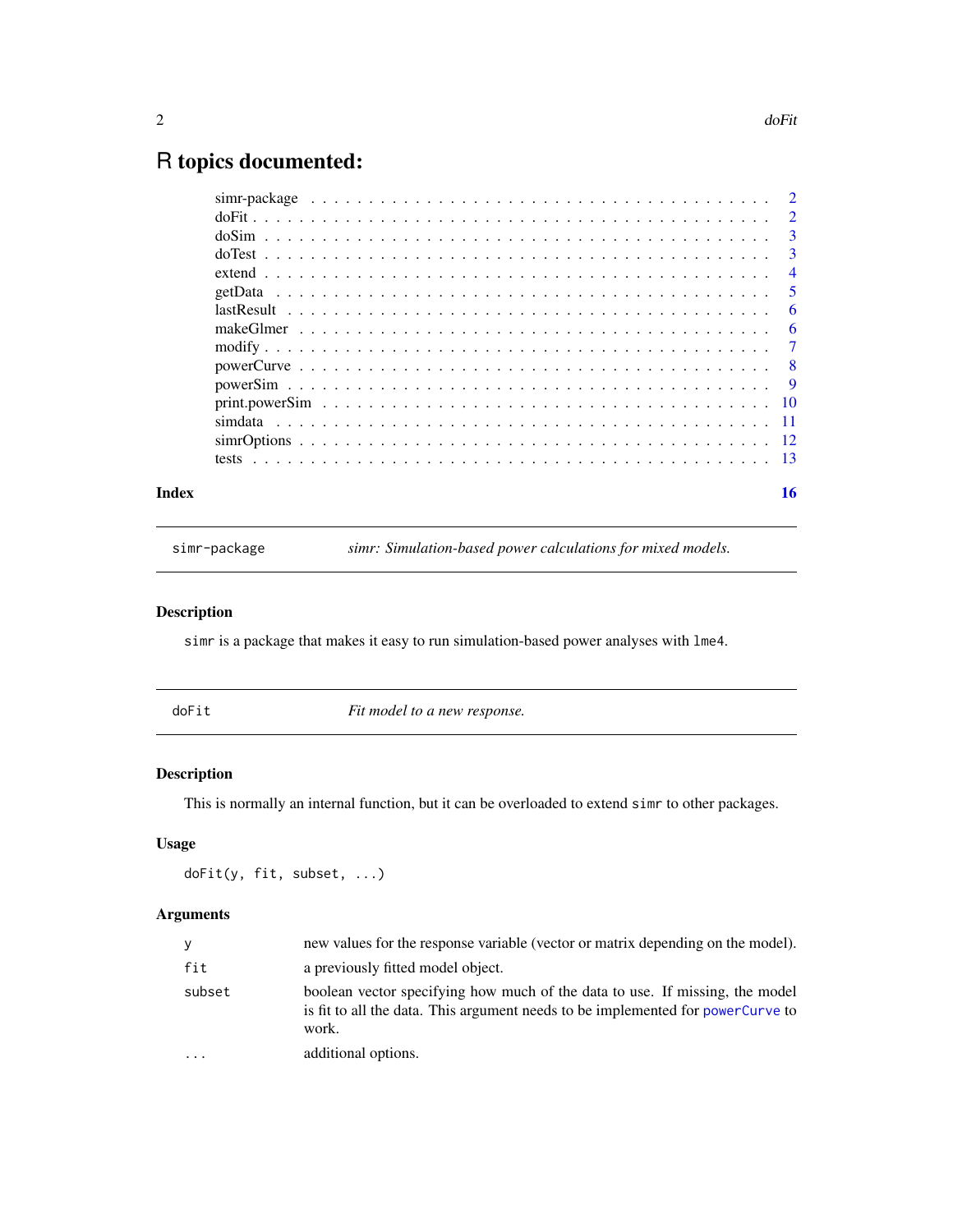# R topics documented:

| | |
|---|---|
| simr-package | 2 |
| doFit | 2 |
| doSim | 3 |
| doTest | 3 |
| extend | 4 |
| getData | 5 |
| lastResult | 6 |
| makeGlmer | 6 |
| modify | 7 |
| powerCurve | 8 |
| powerSim | 9 |
| print.powerSim | 10 |
| simdata | 11 |
| simrOptions | 12 |
| tests | 13 |
| **Index** | **16** |

---

`simr-package` *simr: Simulation-based power calculations for mixed models.*

---

### Description

`simr` is a package that makes it easy to run simulation-based power analyses with `lme4`.

---

`doFit` *Fit model to a new response.*

---

### Description

This is normally an internal function, but it can be overloaded to extend `simr` to other packages.

### Usage

```
doFit(y, fit, subset, ...)
```

### Arguments

| | |
|---|---|
| `y` | new values for the response variable (vector or matrix depending on the model). |
| `fit` | a previously fitted model object. |
| `subset` | boolean vector specifying how much of the data to use. If missing, the model is fit to all the data. This argument needs to be implemented for `powerCurve` to work. |
| `...` | additional options. |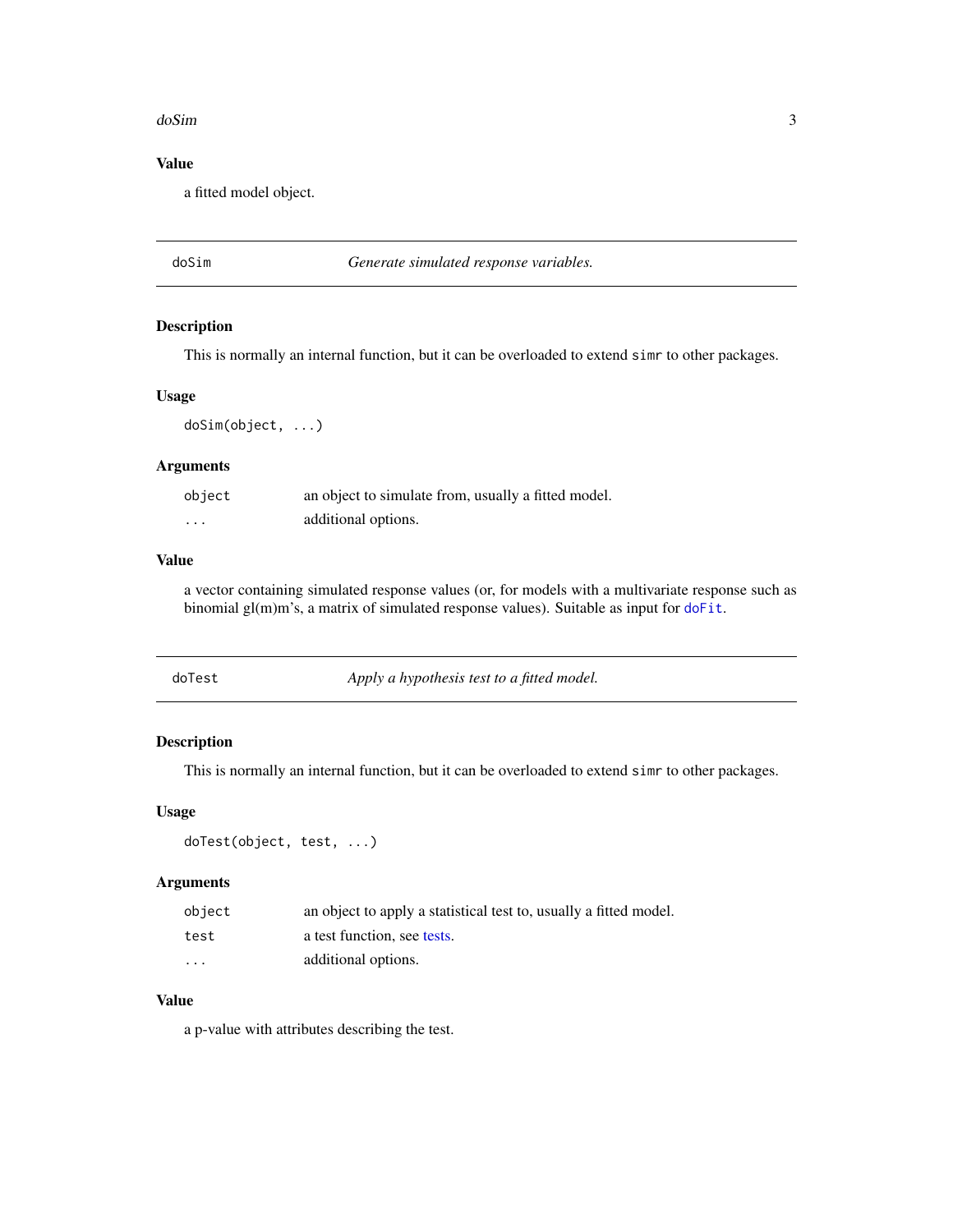## Value

a fitted model object.

---

## doSim — *Generate simulated response variables.*

### Description

This is normally an internal function, but it can be overloaded to extend `simr` to other packages.

### Usage

```
doSim(object, ...)
```

### Arguments

| | |
|---|---|
| `object` | an object to simulate from, usually a fitted model. |
| `...` | additional options. |

### Value

a vector containing simulated response values (or, for models with a multivariate response such as binomial gl(m)m's, a matrix of simulated response values). Suitable as input for `doFit`.

---

## doTest — *Apply a hypothesis test to a fitted model.*

### Description

This is normally an internal function, but it can be overloaded to extend `simr` to other packages.

### Usage

```
doTest(object, test, ...)
```

### Arguments

| | |
|---|---|
| `object` | an object to apply a statistical test to, usually a fitted model. |
| `test` | a test function, see tests. |
| `...` | additional options. |

### Value

a p-value with attributes describing the test.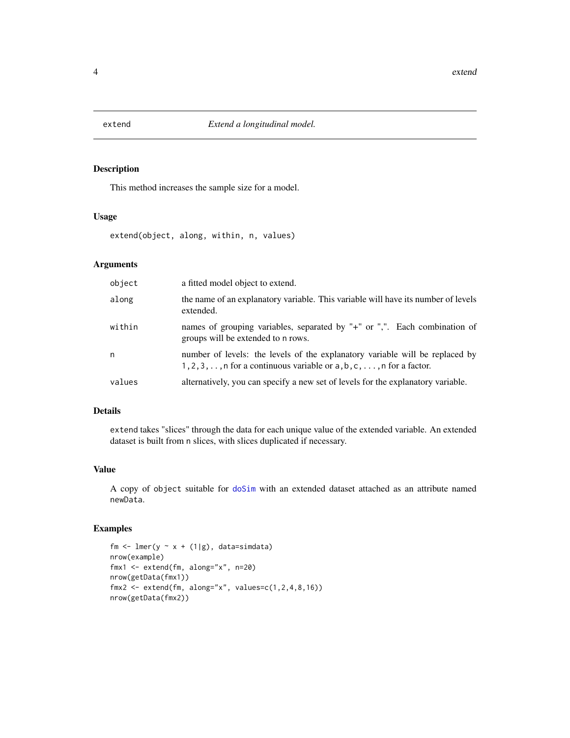# extend — *Extend a longitudinal model.*

## Description

This method increases the sample size for a model.

## Usage

```
extend(object, along, within, n, values)
```

## Arguments

| | |
|---|---|
| `object` | a fitted model object to extend. |
| `along` | the name of an explanatory variable. This variable will have its number of levels extended. |
| `within` | names of grouping variables, separated by "+" or ",". Each combination of groups will be extended to `n` rows. |
| `n` | number of levels: the levels of the explanatory variable will be replaced by `1,2,3,..,n` for a continuous variable or `a,b,c,...,n` for a factor. |
| `values` | alternatively, you can specify a new set of levels for the explanatory variable. |

## Details

`extend` takes "slices" through the data for each unique value of the extended variable. An extended dataset is built from `n` slices, with slices duplicated if necessary.

## Value

A copy of `object` suitable for `doSim` with an extended dataset attached as an attribute named `newData`.

## Examples

```
fm <- lmer(y ~ x + (1|g), data=simdata)
nrow(example)
fmx1 <- extend(fm, along="x", n=20)
nrow(getData(fmx1))
fmx2 <- extend(fm, along="x", values=c(1,2,4,8,16))
nrow(getData(fmx2))
```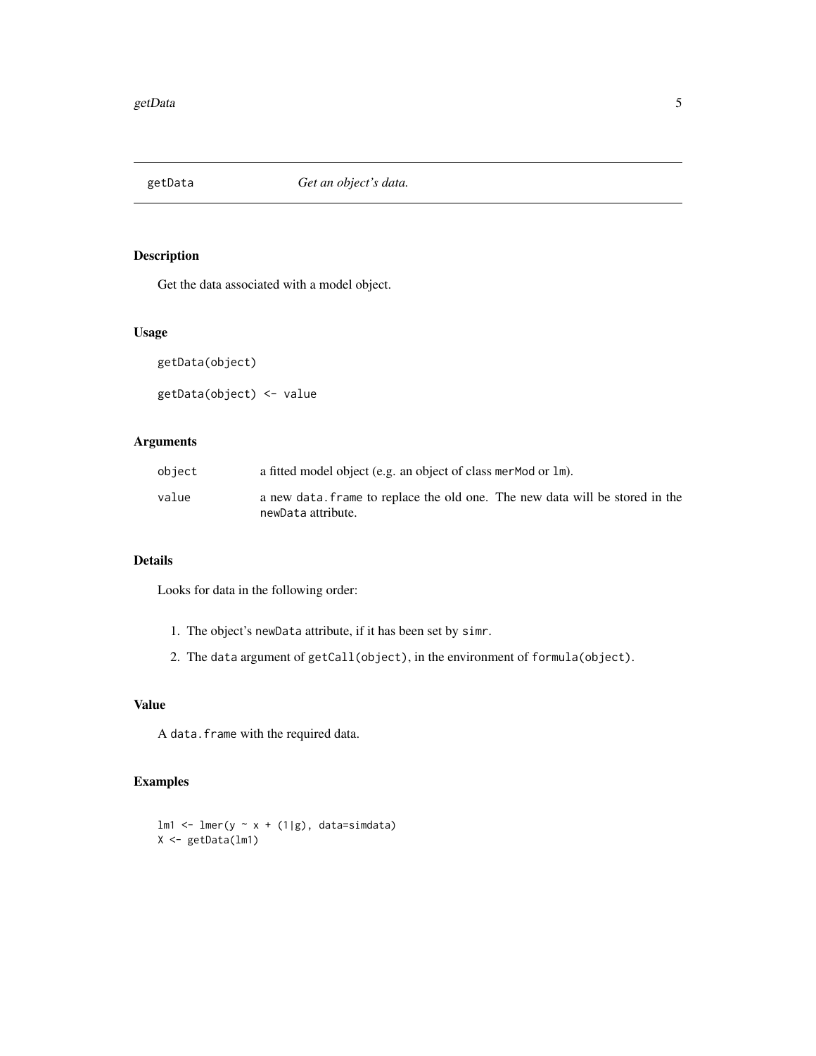# getData — *Get an object's data.*

## Description

Get the data associated with a model object.

## Usage

```
getData(object)

getData(object) <- value
```

## Arguments

| | |
|---|---|
| object | a fitted model object (e.g. an object of class merMod or lm). |
| value | a new data.frame to replace the old one. The new data will be stored in the newData attribute. |

## Details

Looks for data in the following order:

1. The object's newData attribute, if it has been set by simr.
2. The data argument of getCall(object), in the environment of formula(object).

## Value

A data.frame with the required data.

## Examples

```
lm1 <- lmer(y ~ x + (1|g), data=simdata)
X <- getData(lm1)
```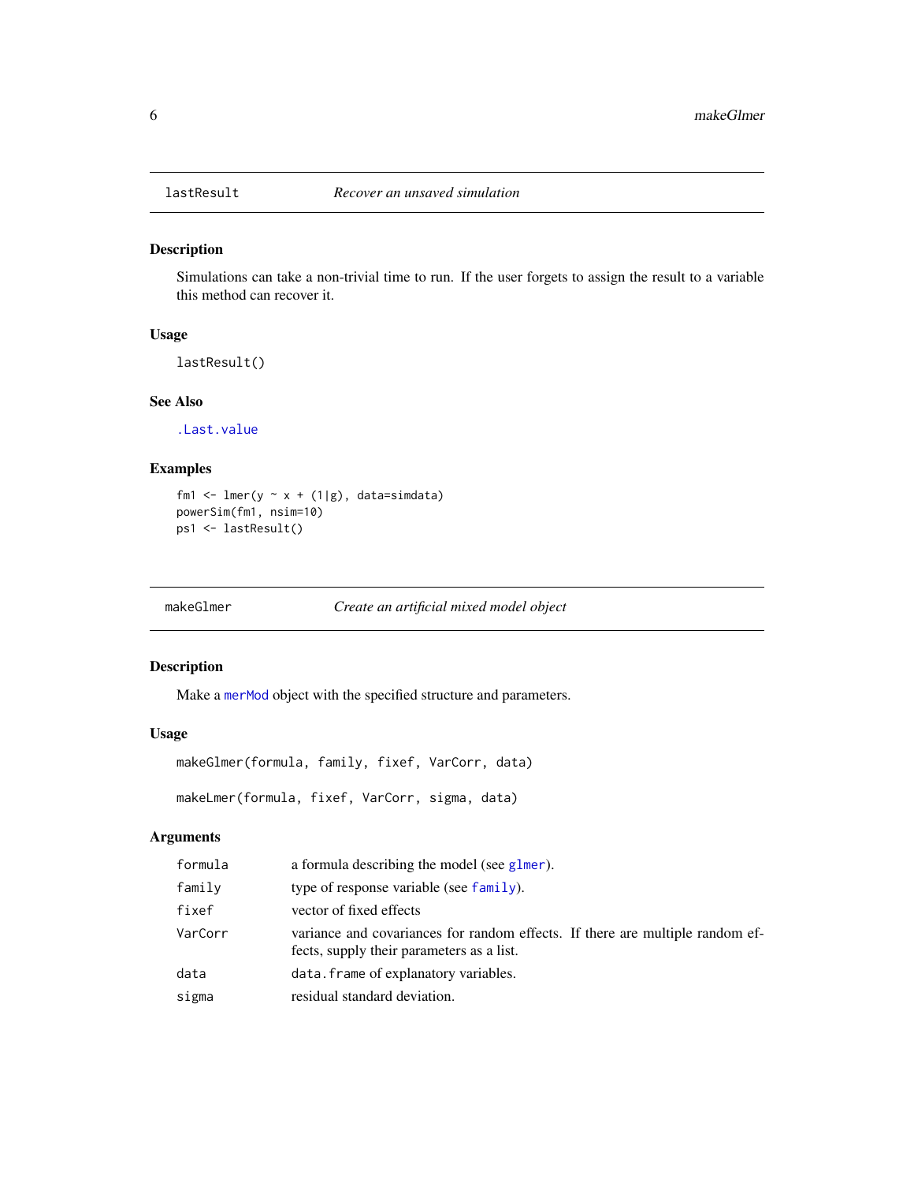## lastResult — *Recover an unsaved simulation*

### Description

Simulations can take a non-trivial time to run. If the user forgets to assign the result to a variable this method can recover it.

### Usage

```
lastResult()
```

### See Also

.Last.value

### Examples

```
fm1 <- lmer(y ~ x + (1|g), data=simdata)
powerSim(fm1, nsim=10)
ps1 <- lastResult()
```

## makeGlmer — *Create an artificial mixed model object*

### Description

Make a merMod object with the specified structure and parameters.

### Usage

```
makeGlmer(formula, family, fixef, VarCorr, data)

makeLmer(formula, fixef, VarCorr, sigma, data)
```

### Arguments

| | |
|---|---|
| formula | a formula describing the model (see glmer). |
| family | type of response variable (see family). |
| fixef | vector of fixed effects |
| VarCorr | variance and covariances for random effects. If there are multiple random effects, supply their parameters as a list. |
| data | data.frame of explanatory variables. |
| sigma | residual standard deviation. |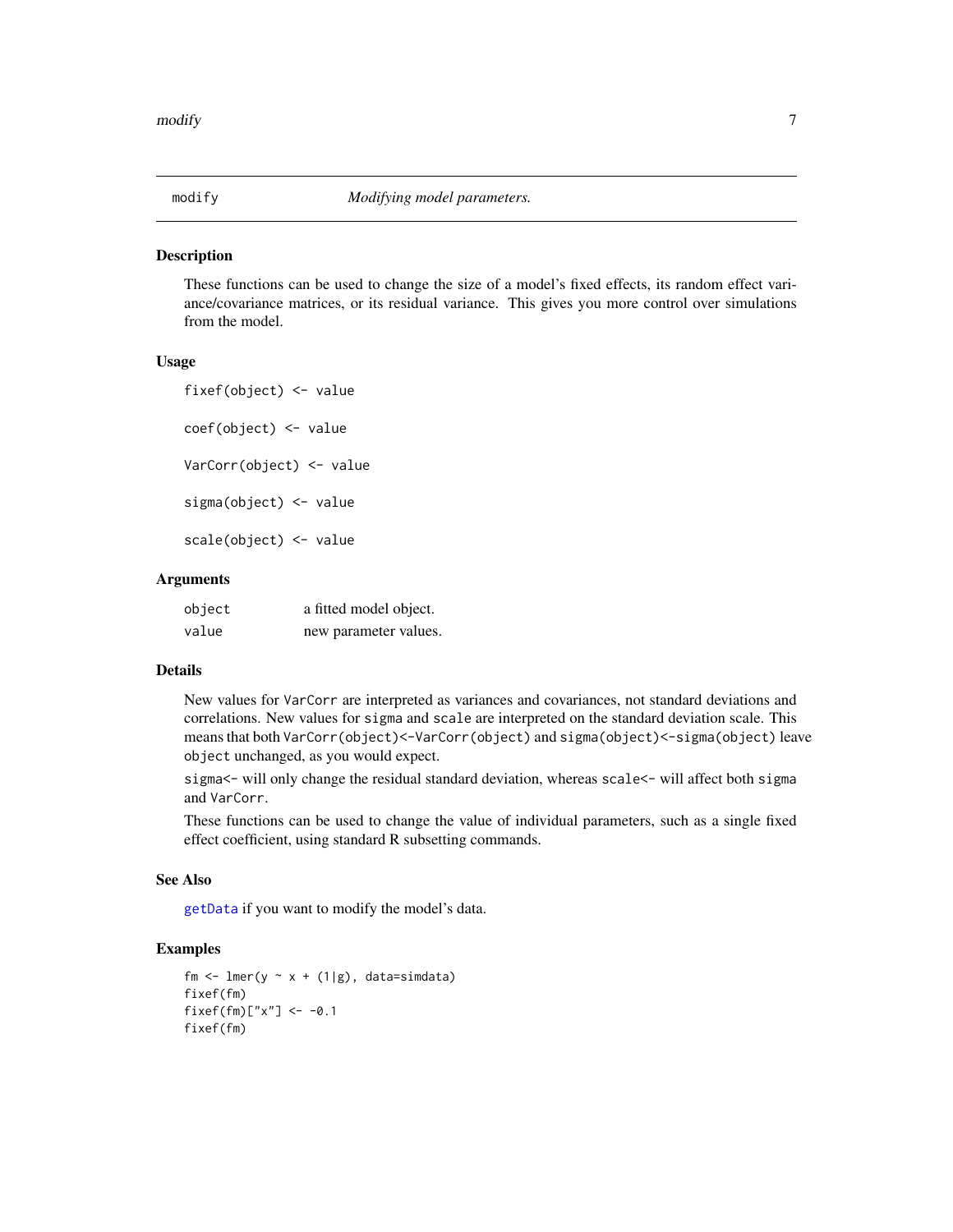# modify — *Modifying model parameters.*

## Description

These functions can be used to change the size of a model's fixed effects, its random effect variance/covariance matrices, or its residual variance. This gives you more control over simulations from the model.

## Usage

```
fixef(object) <- value

coef(object) <- value

VarCorr(object) <- value

sigma(object) <- value

scale(object) <- value
```

## Arguments

| | |
|---|---|
| object | a fitted model object. |
| value | new parameter values. |

## Details

New values for `VarCorr` are interpreted as variances and covariances, not standard deviations and correlations. New values for `sigma` and `scale` are interpreted on the standard deviation scale. This means that both `VarCorr(object)<-VarCorr(object)` and `sigma(object)<-sigma(object)` leave `object` unchanged, as you would expect.

`sigma<-` will only change the residual standard deviation, whereas `scale<-` will affect both `sigma` and `VarCorr`.

These functions can be used to change the value of individual parameters, such as a single fixed effect coefficient, using standard R subsetting commands.

## See Also

`getData` if you want to modify the model's data.

## Examples

```
fm <- lmer(y ~ x + (1|g), data=simdata)
fixef(fm)
fixef(fm)["x"] <- -0.1
fixef(fm)
```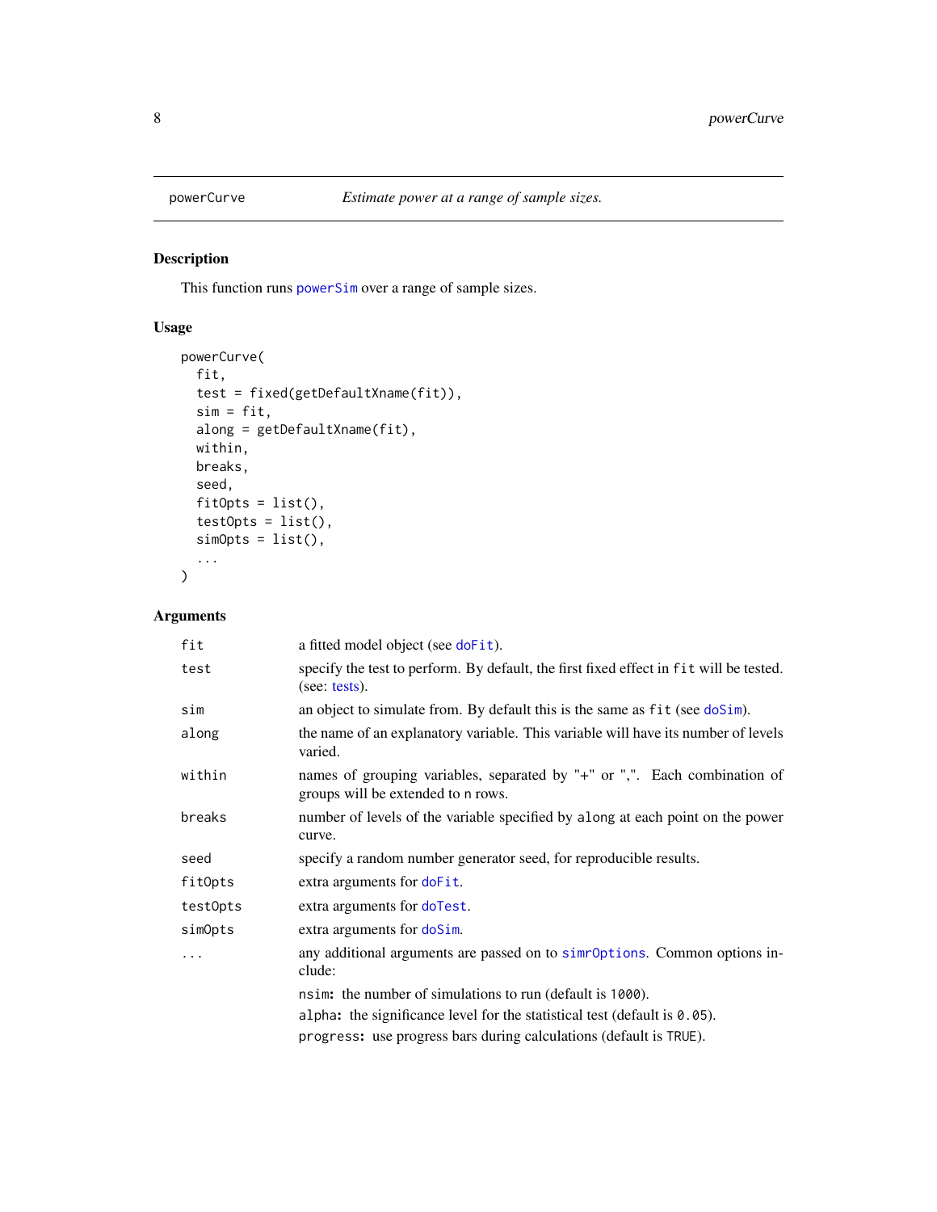## powerCurve — *Estimate power at a range of sample sizes.*

### Description

This function runs `powerSim` over a range of sample sizes.

### Usage

```
powerCurve(
  fit,
  test = fixed(getDefaultXname(fit)),
  sim = fit,
  along = getDefaultXname(fit),
  within,
  breaks,
  seed,
  fitOpts = list(),
  testOpts = list(),
  simOpts = list(),
  ...
)
```

### Arguments

| Argument | Description |
|---|---|
| `fit` | a fitted model object (see `doFit`). |
| `test` | specify the test to perform. By default, the first fixed effect in `fit` will be tested. (see: tests). |
| `sim` | an object to simulate from. By default this is the same as `fit` (see `doSim`). |
| `along` | the name of an explanatory variable. This variable will have its number of levels varied. |
| `within` | names of grouping variables, separated by "+" or ",". Each combination of groups will be extended to `n` rows. |
| `breaks` | number of levels of the variable specified by `along` at each point on the power curve. |
| `seed` | specify a random number generator seed, for reproducible results. |
| `fitOpts` | extra arguments for `doFit`. |
| `testOpts` | extra arguments for `doTest`. |
| `simOpts` | extra arguments for `doSim`. |
| `...` | any additional arguments are passed on to `simrOptions`. Common options include: <br> `nsim`**:** the number of simulations to run (default is `1000`). <br> `alpha`**:** the significance level for the statistical test (default is `0.05`). <br> `progress`**:** use progress bars during calculations (default is `TRUE`). |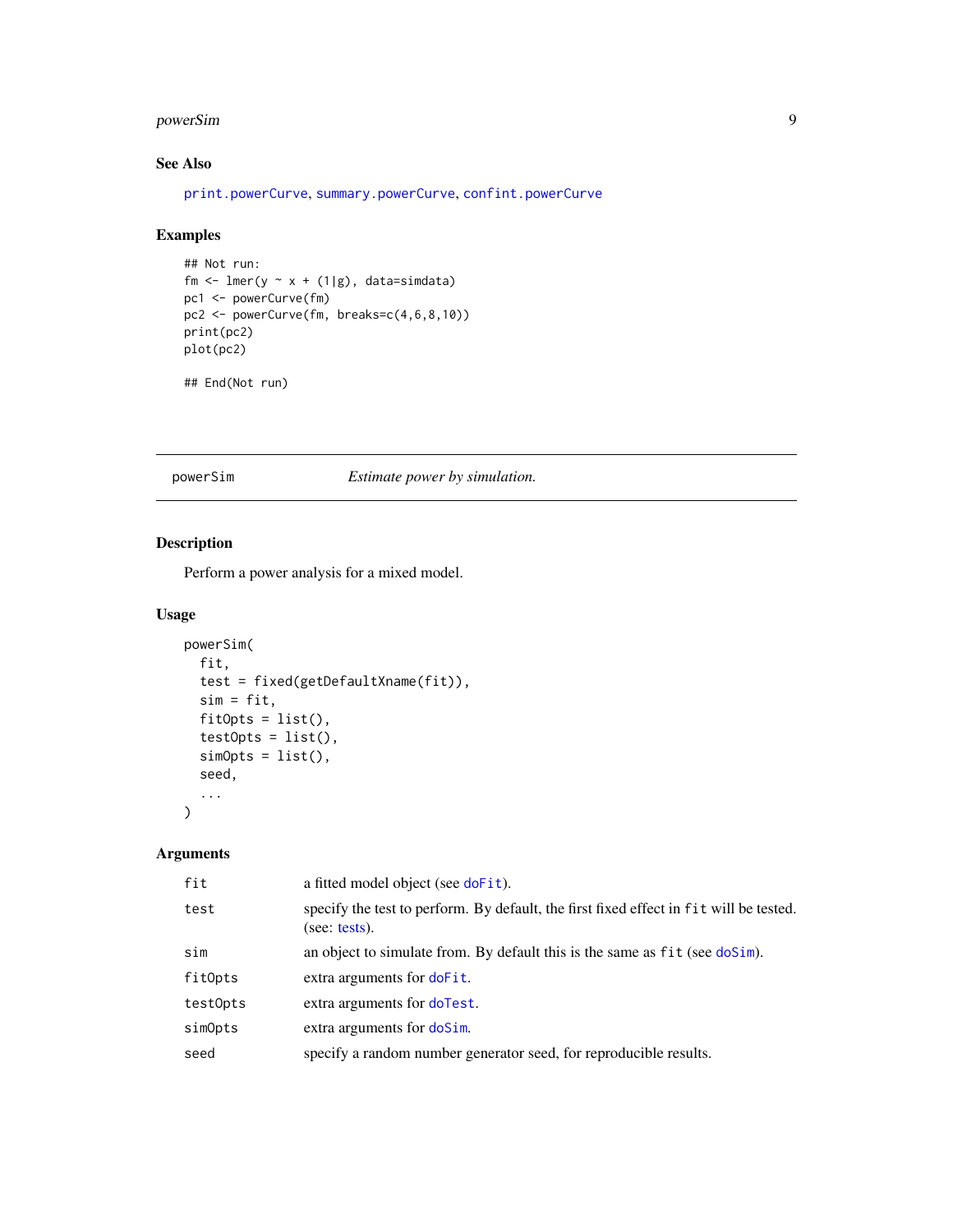### See Also

print.powerCurve, summary.powerCurve, confint.powerCurve

### Examples

```
## Not run:
fm <- lmer(y ~ x + (1|g), data=simdata)
pc1 <- powerCurve(fm)
pc2 <- powerCurve(fm, breaks=c(4,6,8,10))
print(pc2)
plot(pc2)

## End(Not run)
```

---

## powerSim — *Estimate power by simulation.*

### Description

Perform a power analysis for a mixed model.

### Usage

```
powerSim(
  fit,
  test = fixed(getDefaultXname(fit)),
  sim = fit,
  fitOpts = list(),
  testOpts = list(),
  simOpts = list(),
  seed,
  ...
)
```

### Arguments

| | |
|---|---|
| `fit` | a fitted model object (see doFit). |
| `test` | specify the test to perform. By default, the first fixed effect in `fit` will be tested. (see: tests). |
| `sim` | an object to simulate from. By default this is the same as `fit` (see doSim). |
| `fitOpts` | extra arguments for doFit. |
| `testOpts` | extra arguments for doTest. |
| `simOpts` | extra arguments for doSim. |
| `seed` | specify a random number generator seed, for reproducible results. |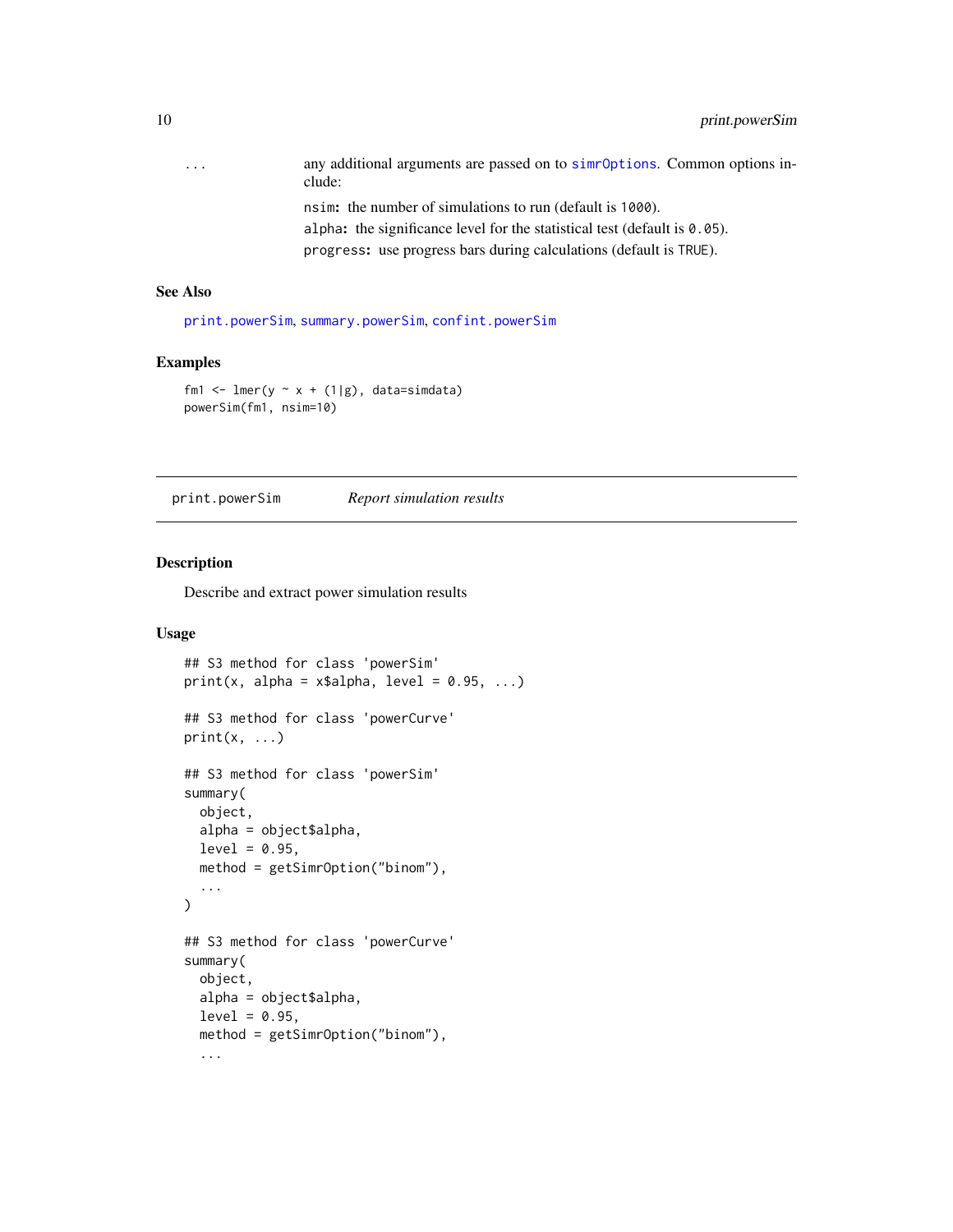| | |
|---|---|
| ... | any additional arguments are passed on to `simrOptions`. Common options include: |
| | `nsim`: the number of simulations to run (default is `1000`). |
| | `alpha`: the significance level for the statistical test (default is `0.05`). |
| | `progress`: use progress bars during calculations (default is `TRUE`). |

### See Also

`print.powerSim`, `summary.powerSim`, `confint.powerSim`

### Examples

```
fm1 <- lmer(y ~ x + (1|g), data=simdata)
powerSim(fm1, nsim=10)
```

---

## print.powerSim    *Report simulation results*

---

### Description

Describe and extract power simulation results

### Usage

```
## S3 method for class 'powerSim'
print(x, alpha = x$alpha, level = 0.95, ...)

## S3 method for class 'powerCurve'
print(x, ...)

## S3 method for class 'powerSim'
summary(
  object,
  alpha = object$alpha,
  level = 0.95,
  method = getSimrOption("binom"),
  ...
)

## S3 method for class 'powerCurve'
summary(
  object,
  alpha = object$alpha,
  level = 0.95,
  method = getSimrOption("binom"),
  ...
```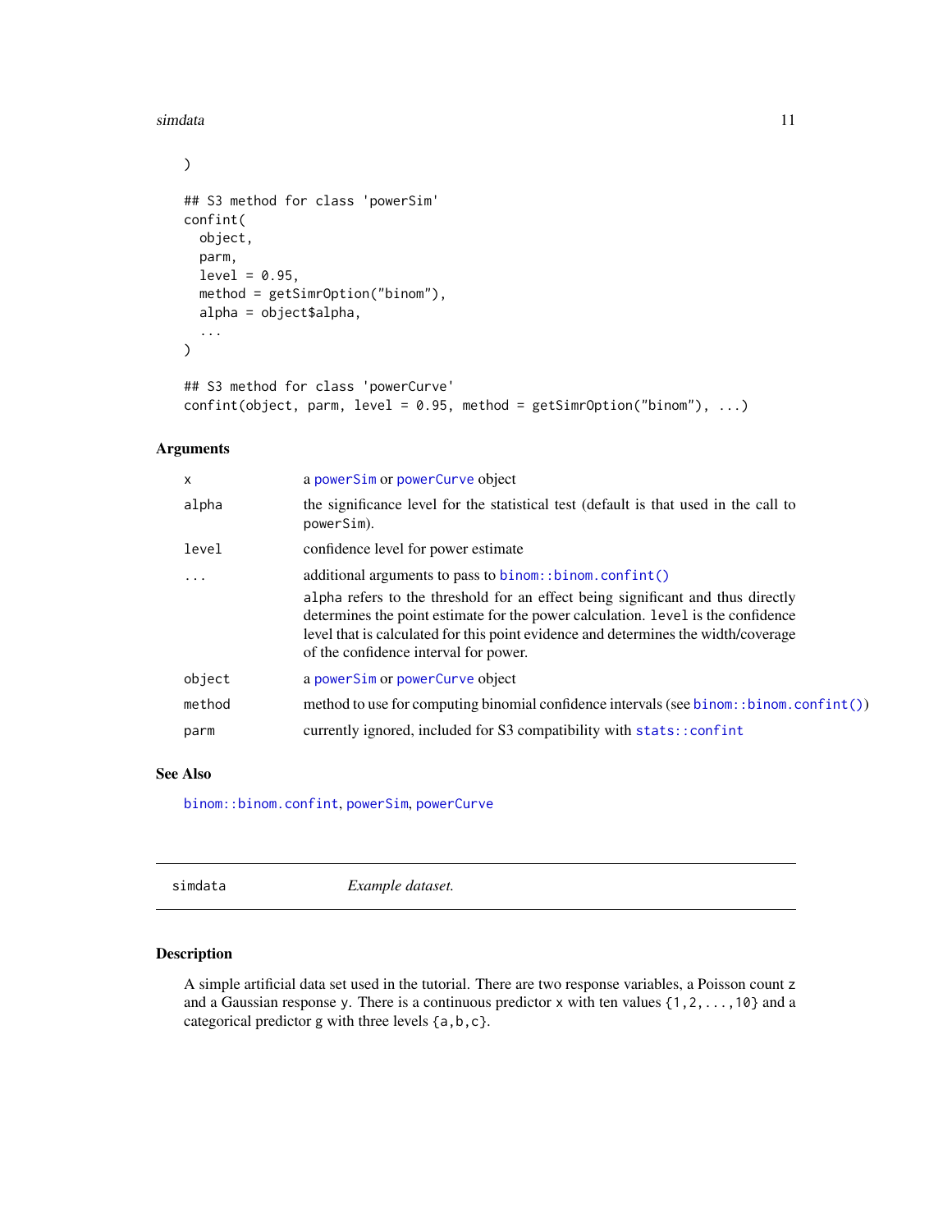```
)

## S3 method for class 'powerSim'
confint(
  object,
  parm,
  level = 0.95,
  method = getSimrOption("binom"),
  alpha = object$alpha,
  ...
)

## S3 method for class 'powerCurve'
confint(object, parm, level = 0.95, method = getSimrOption("binom"), ...)
```

### Arguments

| | |
|---|---|
| `x` | a `powerSim` or `powerCurve` object |
| `alpha` | the significance level for the statistical test (default is that used in the call to `powerSim`). |
| `level` | confidence level for power estimate |
| `...` | additional arguments to pass to `binom::binom.confint()` `alpha` refers to the threshold for an effect being significant and thus directly determines the point estimate for the power calculation. `level` is the confidence level that is calculated for this point evidence and determines the width/coverage of the confidence interval for power. |
| `object` | a `powerSim` or `powerCurve` object |
| `method` | method to use for computing binomial confidence intervals (see `binom::binom.confint()`) |
| `parm` | currently ignored, included for S3 compatibility with `stats::confint` |

### See Also

`binom::binom.confint`, `powerSim`, `powerCurve`

---

## simdata — *Example dataset.*

### Description

A simple artificial data set used in the tutorial. There are two response variables, a Poisson count `z` and a Gaussian response `y`. There is a continuous predictor `x` with ten values `{1,2,...,10}` and a categorical predictor `g` with three levels `{a,b,c}`.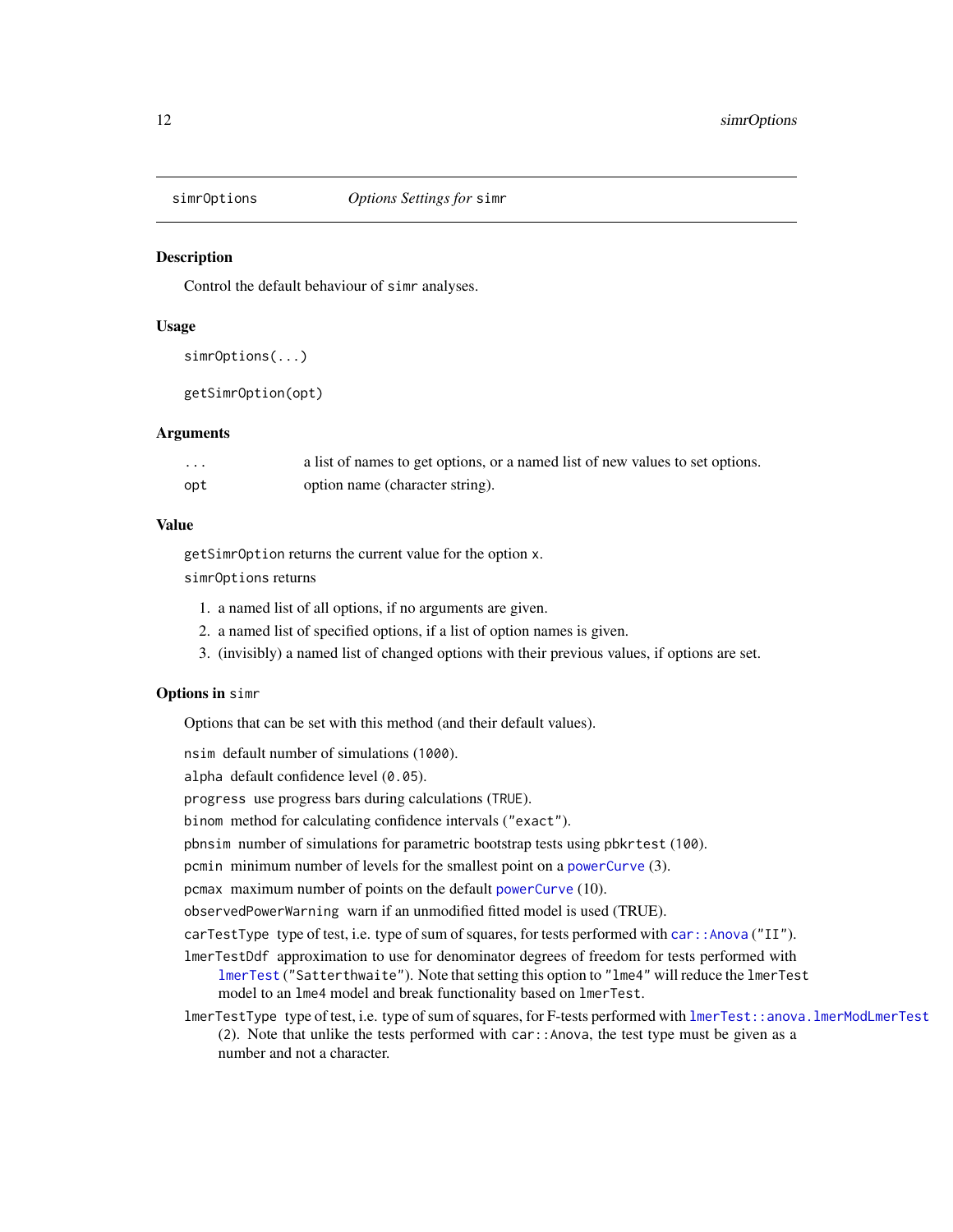## simrOptions — *Options Settings for* simr

### Description

Control the default behaviour of `simr` analyses.

### Usage

```
simrOptions(...)

getSimrOption(opt)
```

### Arguments

| | |
|---|---|
| `...` | a list of names to get options, or a named list of new values to set options. |
| `opt` | option name (character string). |

### Value

`getSimrOption` returns the current value for the option `x`.

`simrOptions` returns

1. a named list of all options, if no arguments are given.
2. a named list of specified options, if a list of option names is given.
3. (invisibly) a named list of changed options with their previous values, if options are set.

### Options in `simr`

Options that can be set with this method (and their default values).

`nsim` default number of simulations (`1000`).

`alpha` default confidence level (`0.05`).

`progress` use progress bars during calculations (`TRUE`).

`binom` method for calculating confidence intervals (`"exact"`).

`pbnsim` number of simulations for parametric bootstrap tests using `pbkrtest` (`100`).

`pcmin` minimum number of levels for the smallest point on a `powerCurve` (3).

`pcmax` maximum number of points on the default `powerCurve` (10).

`observedPowerWarning` warn if an unmodified fitted model is used (TRUE).

`carTestType` type of test, i.e. type of sum of squares, for tests performed with `car::Anova` (`"II"`).

`lmerTestDdf` approximation to use for denominator degrees of freedom for tests performed with `lmerTest` (`"Satterthwaite"`). Note that setting this option to `"lme4"` will reduce the `lmerTest` model to an `lme4` model and break functionality based on `lmerTest`.

`lmerTestType` type of test, i.e. type of sum of squares, for F-tests performed with `lmerTest::anova.lmerModLmerTest` (`2`). Note that unlike the tests performed with `car::Anova`, the test type must be given as a number and not a character.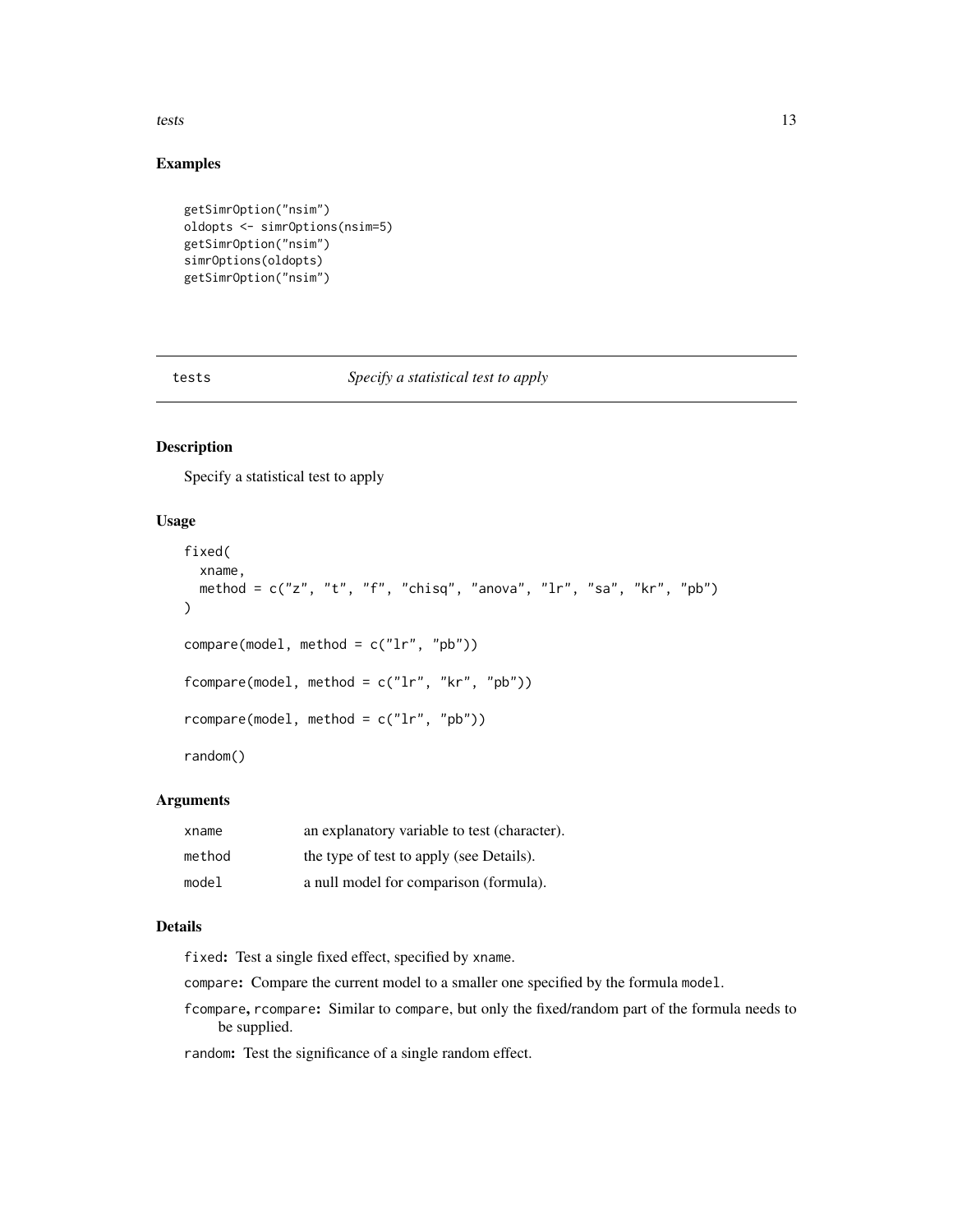## Examples

```
getSimrOption("nsim")
oldopts <- simrOptions(nsim=5)
getSimrOption("nsim")
simrOptions(oldopts)
getSimrOption("nsim")
```

---

# tests *Specify a statistical test to apply*

---

## Description

Specify a statistical test to apply

## Usage

```
fixed(
  xname,
  method = c("z", "t", "f", "chisq", "anova", "lr", "sa", "kr", "pb")
)

compare(model, method = c("lr", "pb"))

fcompare(model, method = c("lr", "kr", "pb"))

rcompare(model, method = c("lr", "pb"))

random()
```

## Arguments

| | |
|---|---|
| `xname` | an explanatory variable to test (character). |
| `method` | the type of test to apply (see Details). |
| `model` | a null model for comparison (formula). |

## Details

**`fixed`:** Test a single fixed effect, specified by `xname`.

**`compare`:** Compare the current model to a smaller one specified by the formula `model`.

**`fcompare`, `rcompare`:** Similar to `compare`, but only the fixed/random part of the formula needs to be supplied.

**`random`:** Test the significance of a single random effect.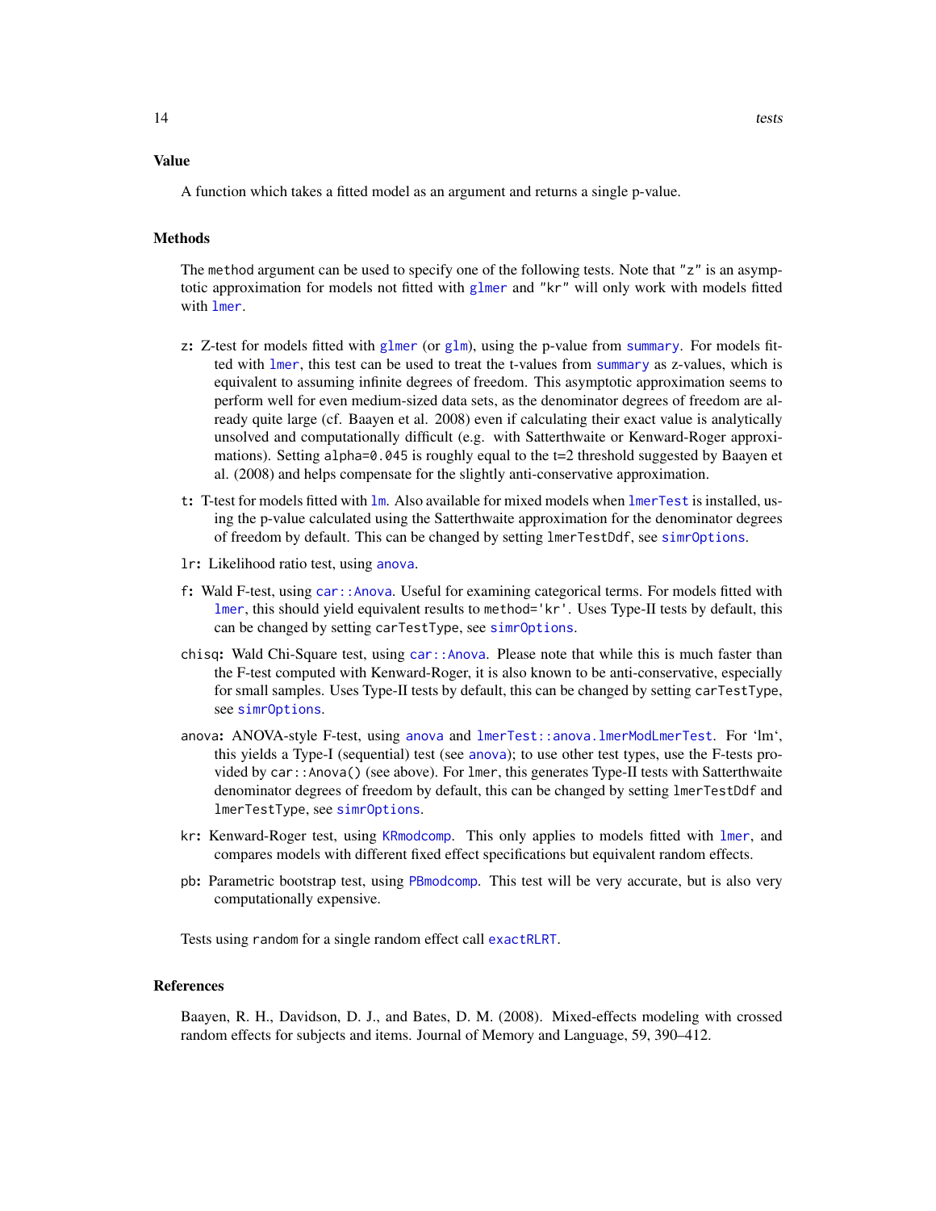### Value

A function which takes a fitted model as an argument and returns a single p-value.

### Methods

The `method` argument can be used to specify one of the following tests. Note that `"z"` is an asymptotic approximation for models not fitted with `glmer` and `"kr"` will only work with models fitted with `lmer`.

- **`z`:** Z-test for models fitted with `glmer` (or `glm`), using the p-value from `summary`. For models fitted with `lmer`, this test can be used to treat the t-values from `summary` as z-values, which is equivalent to assuming infinite degrees of freedom. This asymptotic approximation seems to perform well for even medium-sized data sets, as the denominator degrees of freedom are already quite large (cf. Baayen et al. 2008) even if calculating their exact value is analytically unsolved and computationally difficult (e.g. with Satterthwaite or Kenward-Roger approximations). Setting `alpha=0.045` is roughly equal to the t=2 threshold suggested by Baayen et al. (2008) and helps compensate for the slightly anti-conservative approximation.
- **`t`:** T-test for models fitted with `lm`. Also available for mixed models when `lmerTest` is installed, using the p-value calculated using the Satterthwaite approximation for the denominator degrees of freedom by default. This can be changed by setting `lmerTestDdf`, see `simrOptions`.
- **`lr`:** Likelihood ratio test, using `anova`.
- **`f`:** Wald F-test, using `car::Anova`. Useful for examining categorical terms. For models fitted with `lmer`, this should yield equivalent results to `method='kr'`. Uses Type-II tests by default, this can be changed by setting `carTestType`, see `simrOptions`.
- **`chisq`:** Wald Chi-Square test, using `car::Anova`. Please note that while this is much faster than the F-test computed with Kenward-Roger, it is also known to be anti-conservative, especially for small samples. Uses Type-II tests by default, this can be changed by setting `carTestType`, see `simrOptions`.
- **`anova`:** ANOVA-style F-test, using `anova` and `lmerTest::anova.lmerModLmerTest`. For 'lm', this yields a Type-I (sequential) test (see `anova`); to use other test types, use the F-tests provided by `car::Anova()` (see above). For `lmer`, this generates Type-II tests with Satterthwaite denominator degrees of freedom by default, this can be changed by setting `lmerTestDdf` and `lmerTestType`, see `simrOptions`.
- **`kr`:** Kenward-Roger test, using `KRmodcomp`. This only applies to models fitted with `lmer`, and compares models with different fixed effect specifications but equivalent random effects.
- **`pb`:** Parametric bootstrap test, using `PBmodcomp`. This test will be very accurate, but is also very computationally expensive.

Tests using `random` for a single random effect call `exactRLRT`.

### References

Baayen, R. H., Davidson, D. J., and Bates, D. M. (2008). Mixed-effects modeling with crossed random effects for subjects and items. Journal of Memory and Language, 59, 390–412.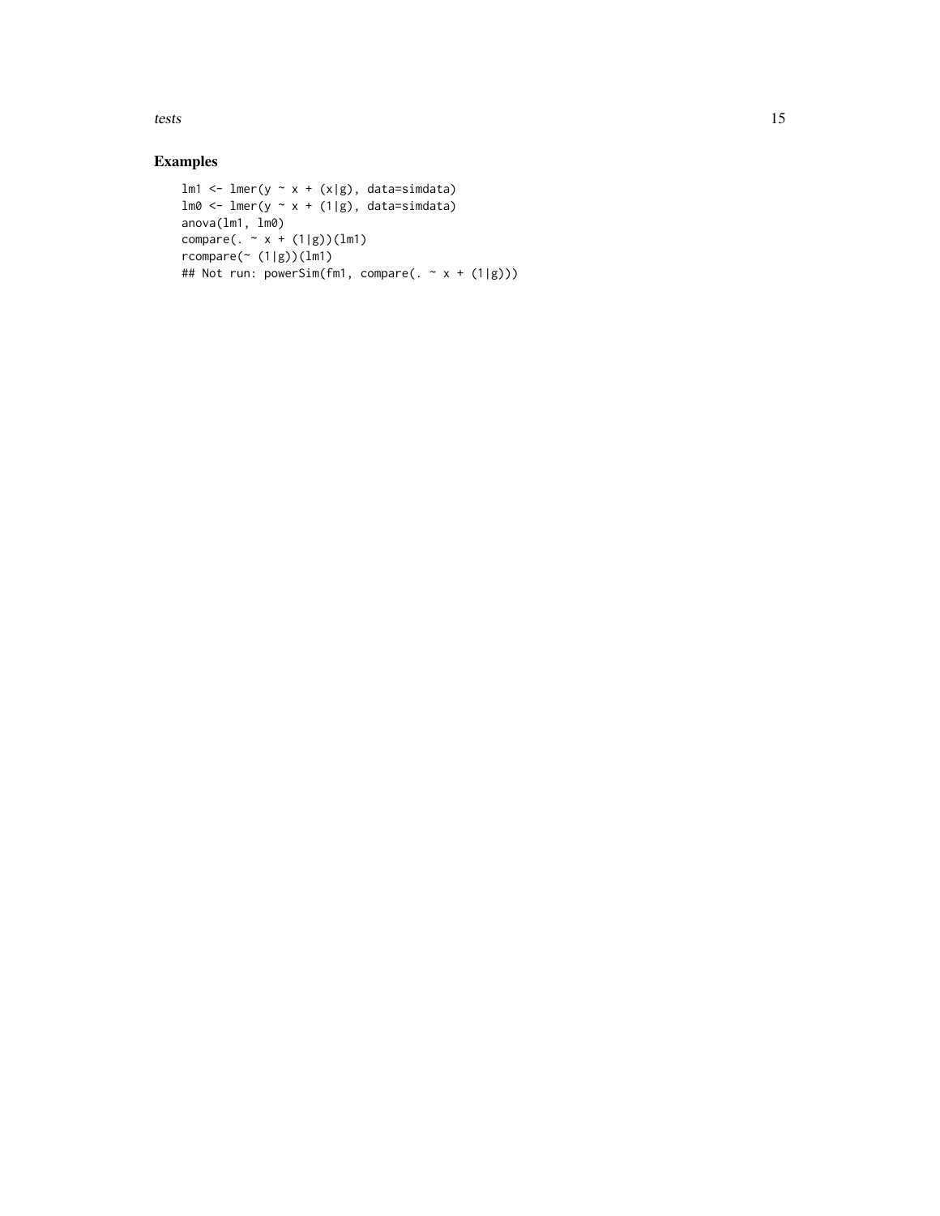## Examples

```
lm1 <- lmer(y ~ x + (x|g), data=simdata)
lm0 <- lmer(y ~ x + (1|g), data=simdata)
anova(lm1, lm0)
compare(. ~ x + (1|g))(lm1)
rcompare(~ (1|g))(lm1)
## Not run: powerSim(fm1, compare(. ~ x + (1|g)))
```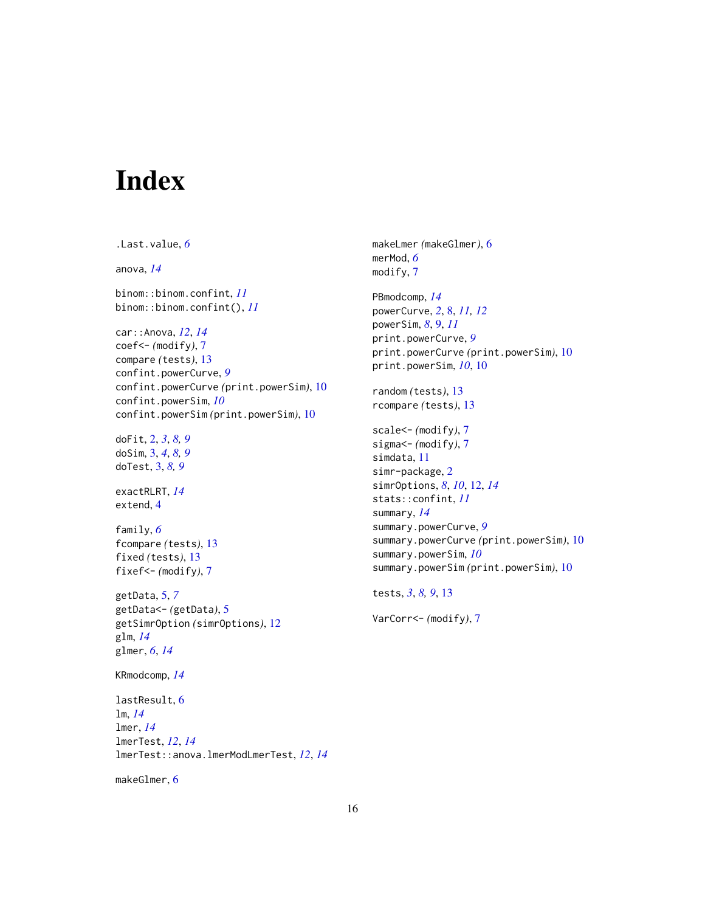# Index

.Last.value, *6*

anova, *14*

binom::binom.confint, *11*
binom::binom.confint(), *11*

car::Anova, *12*, *14*
coef<- *(modify)*, 7
compare *(tests)*, 13
confint.powerCurve, *9*
confint.powerCurve *(print.powerSim)*, 10
confint.powerSim, *10*
confint.powerSim *(print.powerSim)*, 10

doFit, 2, *3*, *8, 9*
doSim, 3, *4*, *8, 9*
doTest, 3, *8, 9*

exactRLRT, *14*
extend, 4

family, *6*
fcompare *(tests)*, 13
fixed *(tests)*, 13
fixef<- *(modify)*, 7

getData, 5, *7*
getData<- *(getData)*, 5
getSimrOption *(simrOptions)*, 12
glm, *14*
glmer, *6*, *14*

KRmodcomp, *14*

lastResult, 6
lm, *14*
lmer, *14*
lmerTest, *12*, *14*
lmerTest::anova.lmerModLmerTest, *12*, *14*

makeGlmer, 6
makeLmer *(makeGlmer)*, 6
merMod, *6*
modify, 7

PBmodcomp, *14*
powerCurve, *2*, 8, *11, 12*
powerSim, *8*, 9, *11*
print.powerCurve, *9*
print.powerCurve *(print.powerSim)*, 10
print.powerSim, *10*, 10

random *(tests)*, 13
rcompare *(tests)*, 13

scale<- *(modify)*, 7
sigma<- *(modify)*, 7
simdata, 11
simr-package, 2
simrOptions, *8*, *10*, 12, *14*
stats::confint, *11*
summary, *14*
summary.powerCurve, *9*
summary.powerCurve *(print.powerSim)*, 10
summary.powerSim, *10*
summary.powerSim *(print.powerSim)*, 10

tests, *3*, *8, 9*, 13

VarCorr<- *(modify)*, 7